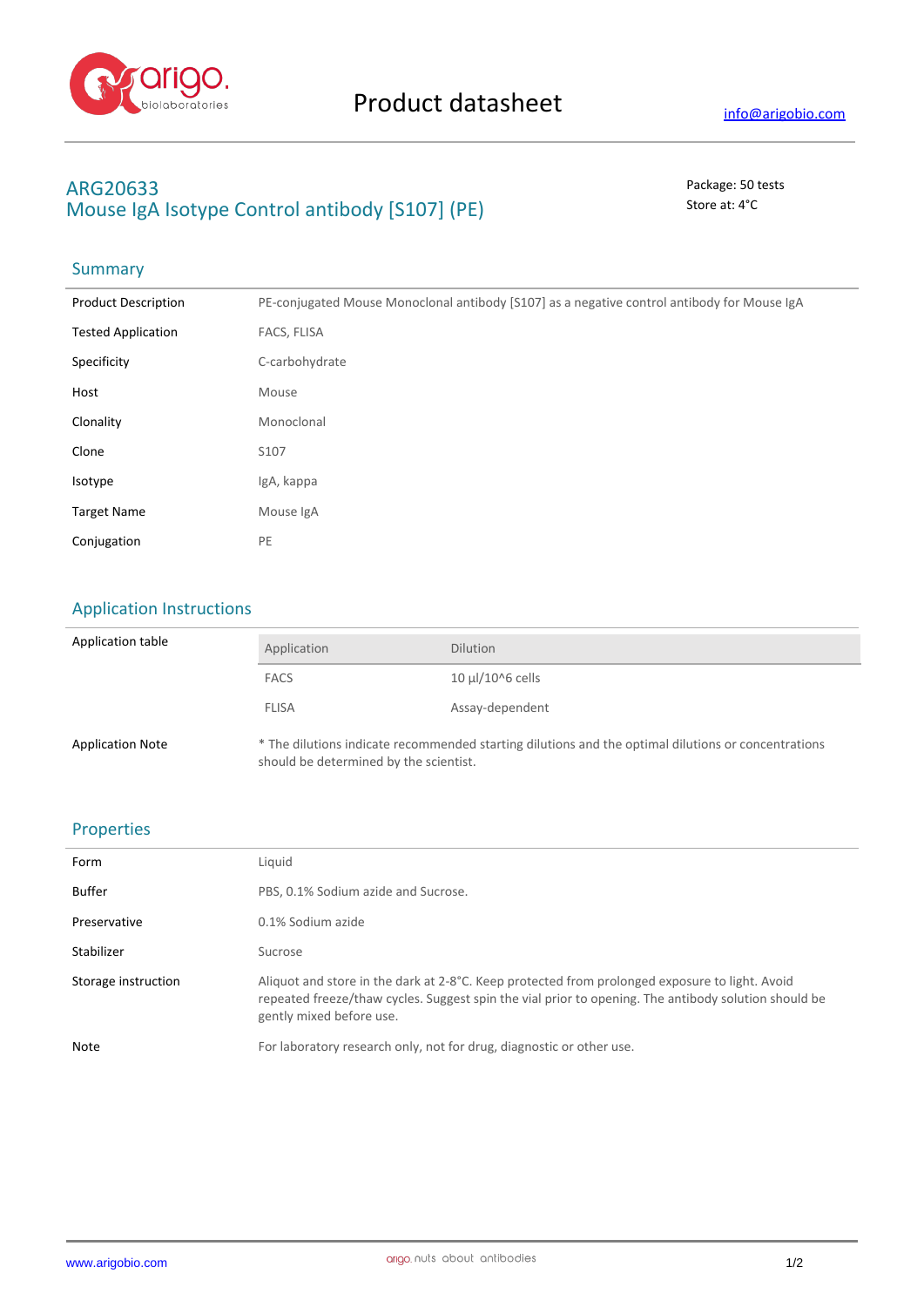# Product datasheet

info@arigobio.com

## ARG20633
## Mouse IgA Isotype Control antibody [S107] (PE)

Package: 50 tests
Store at: 4°C

### Summary

| | |
|---|---|
| Product Description | PE-conjugated Mouse Monoclonal antibody [S107] as a negative control antibody for Mouse IgA |
| Tested Application | FACS, FLISA |
| Specificity | C-carbohydrate |
| Host | Mouse |
| Clonality | Monoclonal |
| Clone | S107 |
| Isotype | IgA, kappa |
| Target Name | Mouse IgA |
| Conjugation | PE |

### Application Instructions

Application table

| Application | Dilution |
|---|---|
| FACS | 10 µl/10^6 cells |
| FLISA | Assay-dependent |

Application Note: * The dilutions indicate recommended starting dilutions and the optimal dilutions or concentrations should be determined by the scientist.

### Properties

| | |
|---|---|
| Form | Liquid |
| Buffer | PBS, 0.1% Sodium azide and Sucrose. |
| Preservative | 0.1% Sodium azide |
| Stabilizer | Sucrose |
| Storage instruction | Aliquot and store in the dark at 2-8°C. Keep protected from prolonged exposure to light. Avoid repeated freeze/thaw cycles. Suggest spin the vial prior to opening. The antibody solution should be gently mixed before use. |
| Note | For laboratory research only, not for drug, diagnostic or other use. |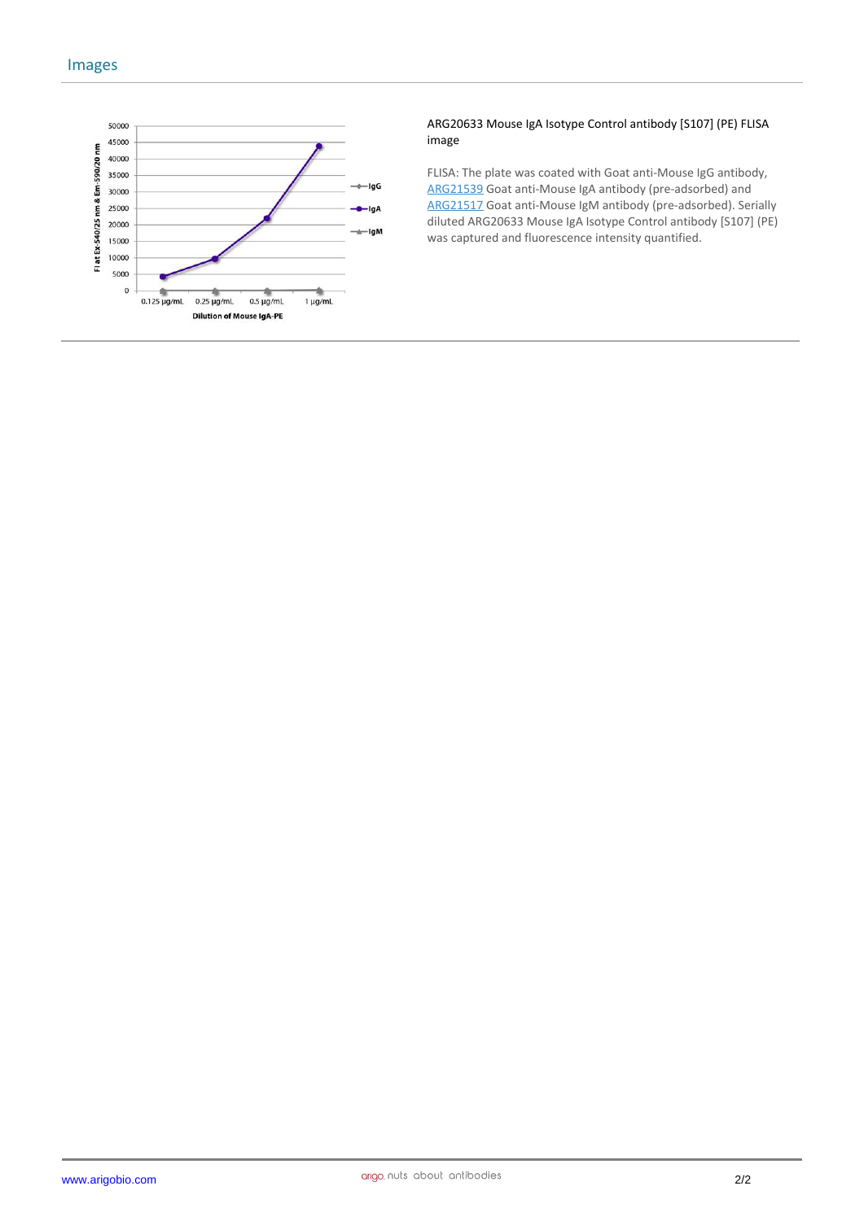## Images

50000
45000
40000
35000
30000
25000
20000
15000
10000
5000
0

FI at Ex-540/25 nm & Em-590/20 nm

0.125 µg/mL
0.25 µg/mL
0.5 µg/mL
1 µg/mL

Dilution of Mouse IgA-PE

IgG
IgA
IgM

ARG20633 Mouse IgA Isotype Control antibody [S107] (PE) FLISA image

FLISA: The plate was coated with Goat anti-Mouse IgG antibody, ARG21539 Goat anti-Mouse IgA antibody (pre-adsorbed) and ARG21517 Goat anti-Mouse IgM antibody (pre-adsorbed). Serially diluted ARG20633 Mouse IgA Isotype Control antibody [S107] (PE) was captured and fluorescence intensity quantified.